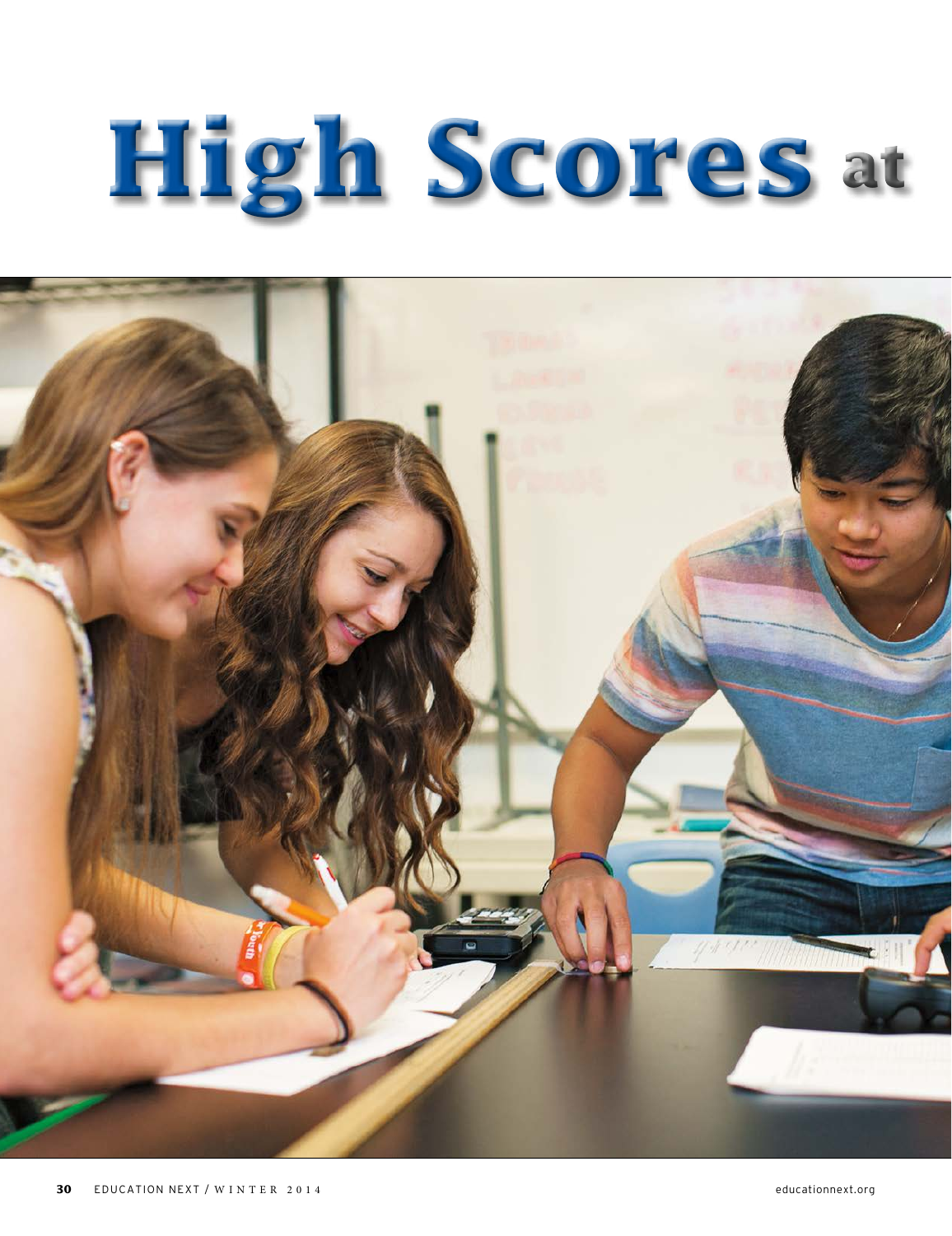# High Scores at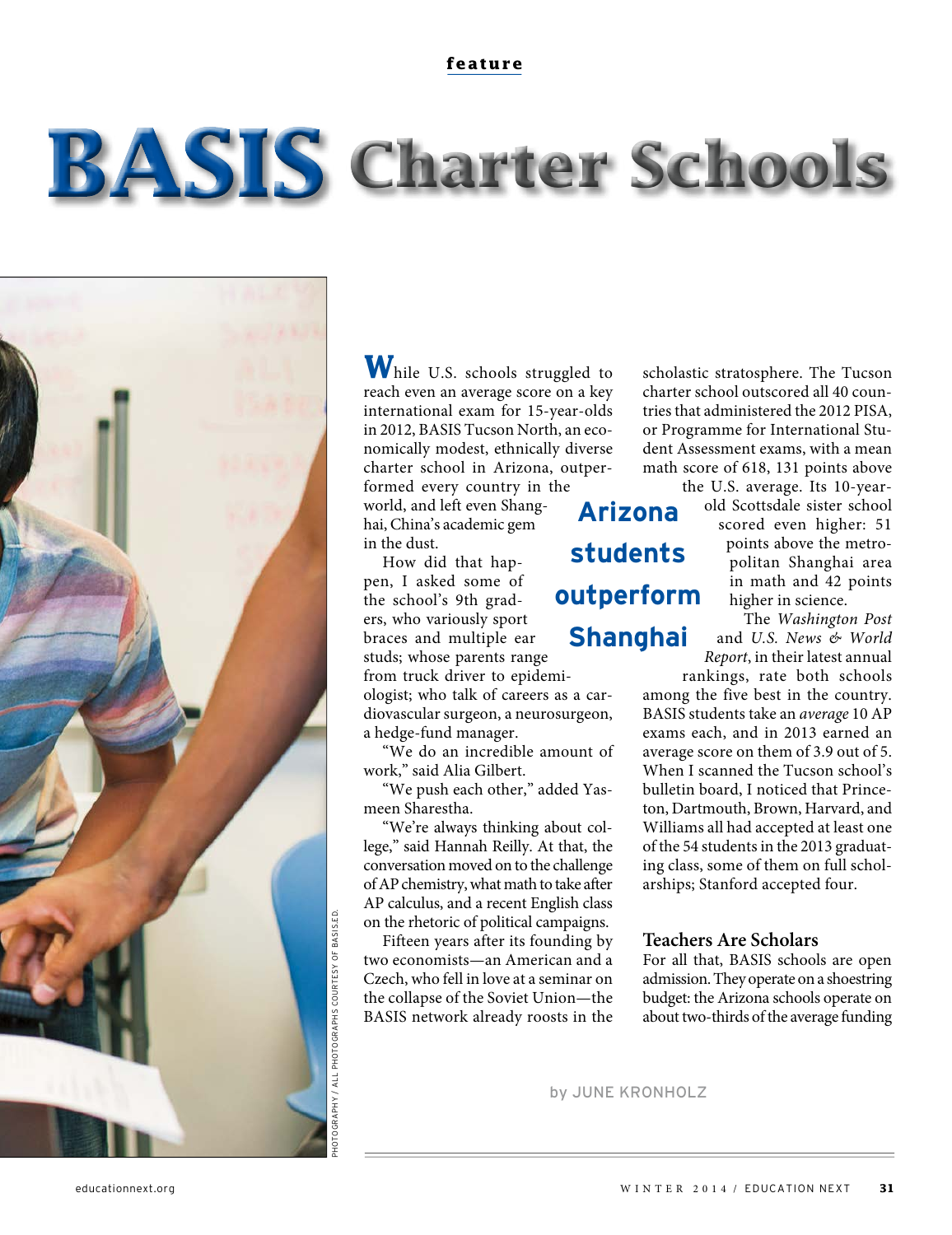feature

# BASIS Charter Schools

## Arizona students outperform Shanghai

by JUNE KRONHOLZ

While U.S. schools struggled to reach even an average score on a key international exam for 15-year-olds in 2012, BASIS Tucson North, an economically modest, ethnically diverse charter school in Arizona, outperformed every country in the world, and left even Shanghai, China's academic gem in the dust.

How did that happen, I asked some of the school's 9th graders, who variously sport braces and multiple ear studs; whose parents range from truck driver to epidemiologist; who talk of careers as a cardiovascular surgeon, a neurosurgeon, a hedge-fund manager.

"We do an incredible amount of work," said Alia Gilbert.

"We push each other," added Yasmeen Sharestha.

"We're always thinking about college," said Hannah Reilly. At that, the conversation moved on to the challenge of AP chemistry, what math to take after AP calculus, and a recent English class on the rhetoric of political campaigns.

Fifteen years after its founding by two economists—an American and a Czech, who fell in love at a seminar on the collapse of the Soviet Union—the BASIS network already roosts in the scholastic stratosphere. The Tucson charter school outscored all 40 countries that administered the 2012 PISA, or Programme for International Student Assessment exams, with a mean math score of 618, 131 points above the U.S. average. Its 10-year-old Scottsdale sister school scored even higher: 51 points above the metropolitan Shanghai area in math and 42 points higher in science.

The *Washington Post* and *U.S. News & World Report*, in their latest annual rankings, rate both schools among the five best in the country. BASIS students take an *average* 10 AP exams each, and in 2013 earned an average score on them of 3.9 out of 5. When I scanned the Tucson school's bulletin board, I noticed that Princeton, Dartmouth, Brown, Harvard, and Williams all had accepted at least one of the 54 students in the 2013 graduating class, some of them on full scholarships; Stanford accepted four.

### Teachers Are Scholars

For all that, BASIS schools are open admission. They operate on a shoestring budget: the Arizona schools operate on about two-thirds of the average funding

PHOTOGRAPHY / ALL PHOTOGRAPHS COURTESY OF BASIS.ED.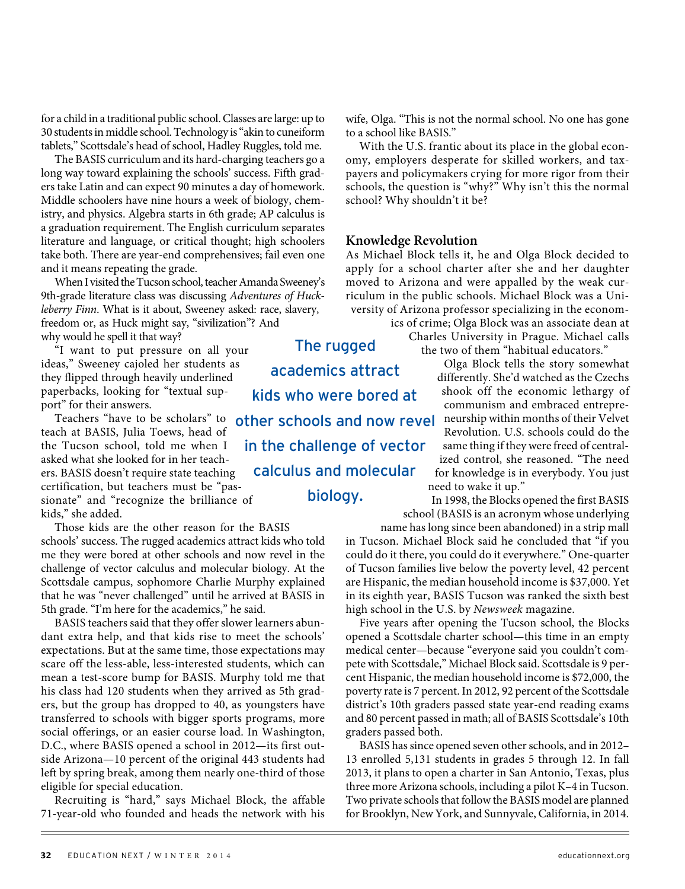for a child in a traditional public school. Classes are large: up to 30 students in middle school. Technology is "akin to cuneiform tablets," Scottsdale's head of school, Hadley Ruggles, told me.

The BASIS curriculum and its hard-charging teachers go a long way toward explaining the schools' success. Fifth graders take Latin and can expect 90 minutes a day of homework. Middle schoolers have nine hours a week of biology, chemistry, and physics. Algebra starts in 6th grade; AP calculus is a graduation requirement. The English curriculum separates literature and language, or critical thought; high schoolers take both. There are year-end comprehensives; fail even one and it means repeating the grade.

When I visited the Tucson school, teacher Amanda Sweeney's 9th-grade literature class was discussing *Adventures of Huckleberry Finn*. What is it about, Sweeney asked: race, slavery, freedom or, as Huck might say, "sivilization"? And why would he spell it that way?

"I want to put pressure on all your ideas," Sweeney cajoled her students as they flipped through heavily underlined paperbacks, looking for "textual support" for their answers.

Teachers "have to be scholars" to teach at BASIS, Julia Toews, head of the Tucson school, told me when I asked what she looked for in her teachers. BASIS doesn't require state teaching certification, but teachers must be "passionate" and "recognize the brilliance of kids," she added.

> The rugged academics attract kids who were bored at other schools and now revel in the challenge of vector calculus and molecular biology.

Those kids are the other reason for the BASIS schools' success. The rugged academics attract kids who told me they were bored at other schools and now revel in the challenge of vector calculus and molecular biology. At the Scottsdale campus, sophomore Charlie Murphy explained that he was "never challenged" until he arrived at BASIS in 5th grade. "I'm here for the academics," he said.

BASIS teachers said that they offer slower learners abundant extra help, and that kids rise to meet the schools' expectations. But at the same time, those expectations may scare off the less-able, less-interested students, which can mean a test-score bump for BASIS. Murphy told me that his class had 120 students when they arrived as 5th graders, but the group has dropped to 40, as youngsters have transferred to schools with bigger sports programs, more social offerings, or an easier course load. In Washington, D.C., where BASIS opened a school in 2012—its first outside Arizona—10 percent of the original 443 students had left by spring break, among them nearly one-third of those eligible for special education.

Recruiting is "hard," says Michael Block, the affable 71-year-old who founded and heads the network with his wife, Olga. "This is not the normal school. No one has gone to a school like BASIS."

With the U.S. frantic about its place in the global economy, employers desperate for skilled workers, and taxpayers and policymakers crying for more rigor from their schools, the question is "why?" Why isn't this the normal school? Why shouldn't it be?

## Knowledge Revolution

As Michael Block tells it, he and Olga Block decided to apply for a school charter after she and her daughter moved to Arizona and were appalled by the weak curriculum in the public schools. Michael Block was a University of Arizona professor specializing in the economics of crime; Olga Block was an associate dean at Charles University in Prague. Michael calls the two of them "habitual educators."

Olga Block tells the story somewhat differently. She'd watched as the Czechs shook off the economic lethargy of communism and embraced entrepreneurship within months of their Velvet Revolution. U.S. schools could do the same thing if they were freed of centralized control, she reasoned. "The need for knowledge is in everybody. You just need to wake it up."

In 1998, the Blocks opened the first BASIS school (BASIS is an acronym whose underlying name has long since been abandoned) in a strip mall in Tucson. Michael Block said he concluded that "if you could do it there, you could do it everywhere." One-quarter of Tucson families live below the poverty level, 42 percent are Hispanic, the median household income is $37,000. Yet in its eighth year, BASIS Tucson was ranked the sixth best high school in the U.S. by *Newsweek* magazine.

Five years after opening the Tucson school, the Blocks opened a Scottsdale charter school—this time in an empty medical center—because "everyone said you couldn't compete with Scottsdale," Michael Block said. Scottsdale is 9 percent Hispanic, the median household income is $72,000, the poverty rate is 7 percent. In 2012, 92 percent of the Scottsdale district's 10th graders passed state year-end reading exams and 80 percent passed in math; all of BASIS Scottsdale's 10th graders passed both.

BASIS has since opened seven other schools, and in 2012–13 enrolled 5,131 students in grades 5 through 12. In fall 2013, it plans to open a charter in San Antonio, Texas, plus three more Arizona schools, including a pilot K–4 in Tucson. Two private schools that follow the BASIS model are planned for Brooklyn, New York, and Sunnyvale, California, in 2014.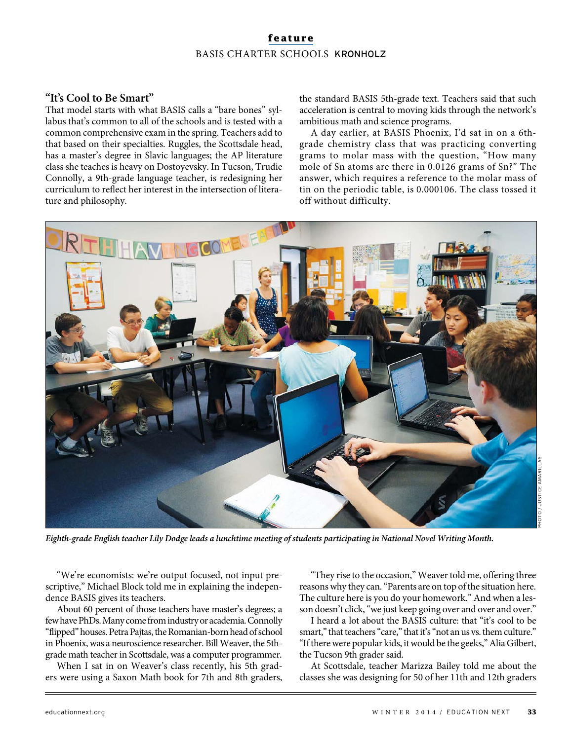## "It's Cool to Be Smart"

That model starts with what BASIS calls a "bare bones" syllabus that's common to all of the schools and is tested with a common comprehensive exam in the spring. Teachers add to that based on their specialties. Ruggles, the Scottsdale head, has a master's degree in Slavic languages; the AP literature class she teaches is heavy on Dostoyevsky. In Tucson, Trudie Connolly, a 9th-grade language teacher, is redesigning her curriculum to reflect her interest in the intersection of literature and philosophy.

"We're economists: we're output focused, not input prescriptive," Michael Block told me in explaining the independence BASIS gives its teachers.

About 60 percent of those teachers have master's degrees; a few have PhDs. Many come from industry or academia. Connolly "flipped" houses. Petra Pajtas, the Romanian-born head of school in Phoenix, was a neuroscience researcher. Bill Weaver, the 5th-grade math teacher in Scottsdale, was a computer programmer.

When I sat in on Weaver's class recently, his 5th graders were using a Saxon Math book for 7th and 8th graders, the standard BASIS 5th-grade text. Teachers said that such acceleration is central to moving kids through the network's ambitious math and science programs.

A day earlier, at BASIS Phoenix, I'd sat in on a 6th-grade chemistry class that was practicing converting grams to molar mass with the question, "How many mole of Sn atoms are there in 0.0126 grams of Sn?" The answer, which requires a reference to the molar mass of tin on the periodic table, is 0.000106. The class tossed it off without difficulty.

*Eighth-grade English teacher Lily Dodge leads a lunchtime meeting of students participating in National Novel Writing Month.*

"They rise to the occasion," Weaver told me, offering three reasons why they can. "Parents are on top of the situation here. The culture here is you do your homework." And when a lesson doesn't click, "we just keep going over and over and over."

I heard a lot about the BASIS culture: that "it's cool to be smart," that teachers "care," that it's "not an us vs. them culture." "If there were popular kids, it would be the geeks," Alia Gilbert, the Tucson 9th grader said.

At Scottsdale, teacher Marizza Bailey told me about the classes she was designing for 50 of her 11th and 12th graders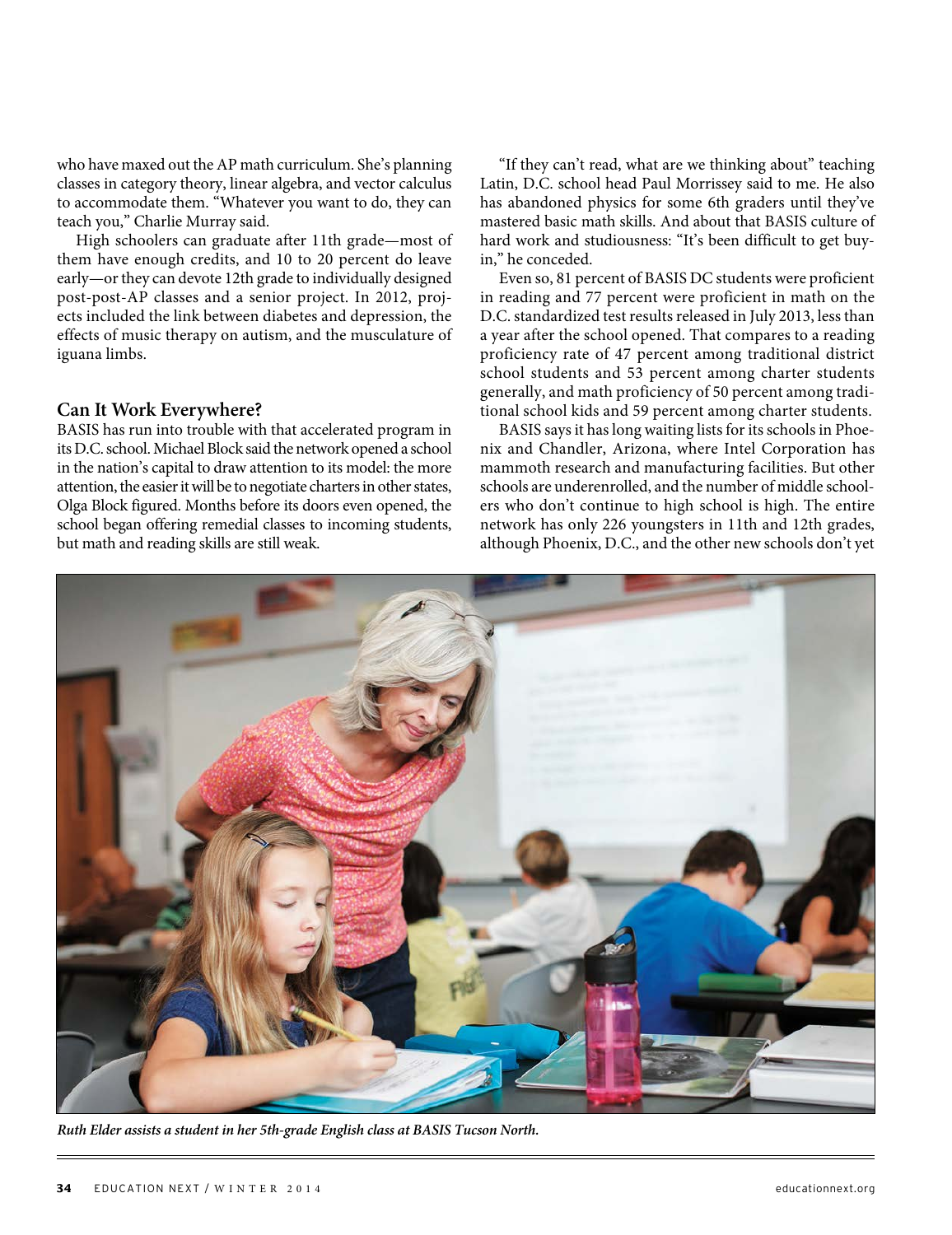who have maxed out the AP math curriculum. She's planning classes in category theory, linear algebra, and vector calculus to accommodate them. "Whatever you want to do, they can teach you," Charlie Murray said.

High schoolers can graduate after 11th grade—most of them have enough credits, and 10 to 20 percent do leave early—or they can devote 12th grade to individually designed post-post-AP classes and a senior project. In 2012, projects included the link between diabetes and depression, the effects of music therapy on autism, and the musculature of iguana limbs.

### Can It Work Everywhere?

BASIS has run into trouble with that accelerated program in its D.C. school. Michael Block said the network opened a school in the nation's capital to draw attention to its model: the more attention, the easier it will be to negotiate charters in other states, Olga Block figured. Months before its doors even opened, the school began offering remedial classes to incoming students, but math and reading skills are still weak.

"If they can't read, what are we thinking about" teaching Latin, D.C. school head Paul Morrissey said to me. He also has abandoned physics for some 6th graders until they've mastered basic math skills. And about that BASIS culture of hard work and studiousness: "It's been difficult to get buy-in," he conceded.

Even so, 81 percent of BASIS DC students were proficient in reading and 77 percent were proficient in math on the D.C. standardized test results released in July 2013, less than a year after the school opened. That compares to a reading proficiency rate of 47 percent among traditional district school students and 53 percent among charter students generally, and math proficiency of 50 percent among traditional school kids and 59 percent among charter students.

BASIS says it has long waiting lists for its schools in Phoenix and Chandler, Arizona, where Intel Corporation has mammoth research and manufacturing facilities. But other schools are underenrolled, and the number of middle schoolers who don't continue to high school is high. The entire network has only 226 youngsters in 11th and 12th grades, although Phoenix, D.C., and the other new schools don't yet

*Ruth Elder assists a student in her 5th-grade English class at BASIS Tucson North.*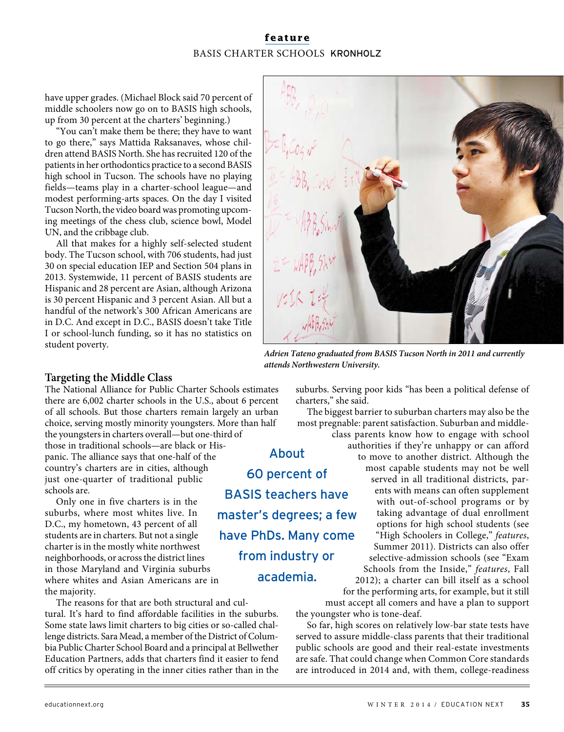have upper grades. (Michael Block said 70 percent of middle schoolers now go on to BASIS high schools, up from 30 percent at the charters' beginning.)

"You can't make them be there; they have to want to go there," says Mattida Raksanaves, whose children attend BASIS North. She has recruited 120 of the patients in her orthodontics practice to a second BASIS high school in Tucson. The schools have no playing fields—teams play in a charter-school league—and modest performing-arts spaces. On the day I visited Tucson North, the video board was promoting upcoming meetings of the chess club, science bowl, Model UN, and the cribbage club.

All that makes for a highly self-selected student body. The Tucson school, with 706 students, had just 30 on special education IEP and Section 504 plans in 2013. Systemwide, 11 percent of BASIS students are Hispanic and 28 percent are Asian, although Arizona is 30 percent Hispanic and 3 percent Asian. All but a handful of the network's 300 African Americans are in D.C. And except in D.C., BASIS doesn't take Title I or school-lunch funding, so it has no statistics on student poverty.

*Adrien Tateno graduated from BASIS Tucson North in 2011 and currently attends Northwestern University.*

## Targeting the Middle Class

The National Alliance for Public Charter Schools estimates there are 6,002 charter schools in the U.S., about 6 percent of all schools. But those charters remain largely an urban choice, serving mostly minority youngsters. More than half the youngsters in charters overall—but one-third of those in traditional schools—are black or Hispanic. The alliance says that one-half of the country's charters are in cities, although just one-quarter of traditional public schools are.

Only one in five charters is in the suburbs, where most whites live. In D.C., my hometown, 43 percent of all students are in charters. But not a single charter is in the mostly white northwest neighborhoods, or across the district lines in those Maryland and Virginia suburbs where whites and Asian Americans are in the majority.

The reasons for that are both structural and cultural. It's hard to find affordable facilities in the suburbs. Some state laws limit charters to big cities or so-called challenge districts. Sara Mead, a member of the District of Columbia Public Charter School Board and a principal at Bellwether Education Partners, adds that charters find it easier to fend off critics by operating in the inner cities rather than in the suburbs. Serving poor kids "has been a political defense of charters," she said.

About 60 percent of BASIS teachers have master's degrees; a few have PhDs. Many come from industry or academia.

The biggest barrier to suburban charters may also be the most pregnable: parent satisfaction. Suburban and middle-class parents know how to engage with school authorities if they're unhappy or can afford to move to another district. Although the most capable students may not be well served in all traditional districts, parents with means can often supplement with out-of-school programs or by taking advantage of dual enrollment options for high school students (see "High Schoolers in College," *features*, Summer 2011). Districts can also offer selective-admission schools (see "Exam Schools from the Inside," *features*, Fall 2012); a charter can bill itself as a school for the performing arts, for example, but it still must accept all comers and have a plan to support the youngster who is tone-deaf.

So far, high scores on relatively low-bar state tests have served to assure middle-class parents that their traditional public schools are good and their real-estate investments are safe. That could change when Common Core standards are introduced in 2014 and, with them, college-readiness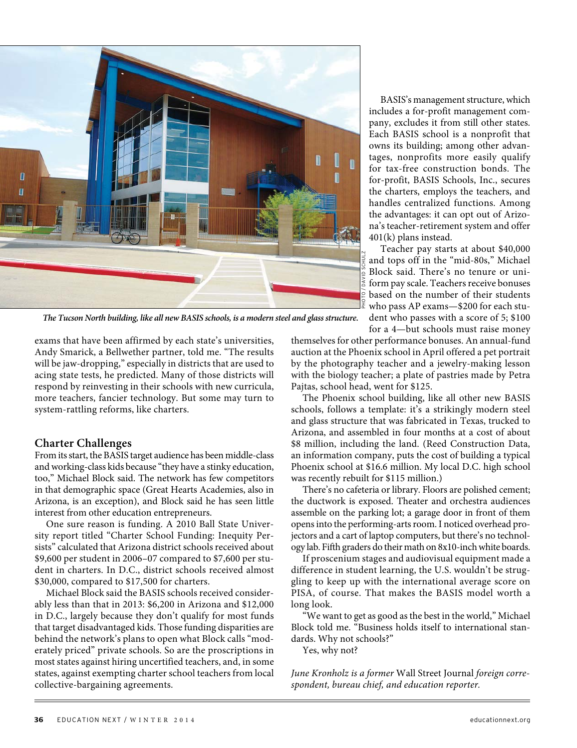*The Tucson North building, like all new BASIS schools, is a modern steel and glass structure.*

exams that have been affirmed by each state's universities, Andy Smarick, a Bellwether partner, told me. "The results will be jaw-dropping," especially in districts that are used to acing state tests, he predicted. Many of those districts will respond by reinvesting in their schools with new curricula, more teachers, fancier technology. But some may turn to system-rattling reforms, like charters.

## Charter Challenges

From its start, the BASIS target audience has been middle-class and working-class kids because "they have a stinky education, too," Michael Block said. The network has few competitors in that demographic space (Great Hearts Academies, also in Arizona, is an exception), and Block said he has seen little interest from other education entrepreneurs.

One sure reason is funding. A 2010 Ball State University report titled "Charter School Funding: Inequity Persists" calculated that Arizona district schools received about $9,600 per student in 2006–07 compared to $7,600 per student in charters. In D.C., district schools received almost $30,000, compared to $17,500 for charters.

Michael Block said the BASIS schools received considerably less than that in 2013: $6,200 in Arizona and $12,000 in D.C., largely because they don't qualify for most funds that target disadvantaged kids. Those funding disparities are behind the network's plans to open what Block calls "moderately priced" private schools. So are the proscriptions in most states against hiring uncertified teachers, and, in some states, against exempting charter school teachers from local collective-bargaining agreements.

BASIS's management structure, which includes a for-profit management company, excludes it from still other states. Each BASIS school is a nonprofit that owns its building; among other advantages, nonprofits more easily qualify for tax-free construction bonds. The for-profit, BASIS Schools, Inc., secures the charters, employs the teachers, and handles centralized functions. Among the advantages: it can opt out of Arizona's teacher-retirement system and offer 401(k) plans instead.

Teacher pay starts at about $40,000 and tops off in the "mid-80s," Michael Block said. There's no tenure or uniform pay scale. Teachers receive bonuses based on the number of their students who pass AP exams—$200 for each student who passes with a score of 5; $100 for a 4—but schools must raise money themselves for other performance bonuses. An annual-fund auction at the Phoenix school in April offered a pet portrait by the photography teacher and a jewelry-making lesson with the biology teacher; a plate of pastries made by Petra Pajtas, school head, went for $125.

The Phoenix school building, like all other new BASIS schools, follows a template: it's a strikingly modern steel and glass structure that was fabricated in Texas, trucked to Arizona, and assembled in four months at a cost of about $8 million, including the land. (Reed Construction Data, an information company, puts the cost of building a typical Phoenix school at $16.6 million. My local D.C. high school was recently rebuilt for $115 million.)

There's no cafeteria or library. Floors are polished cement; the ductwork is exposed. Theater and orchestra audiences assemble on the parking lot; a garage door in front of them opens into the performing-arts room. I noticed overhead projectors and a cart of laptop computers, but there's no technology lab. Fifth graders do their math on 8x10-inch white boards.

If proscenium stages and audiovisual equipment made a difference in student learning, the U.S. wouldn't be struggling to keep up with the international average score on PISA, of course. That makes the BASIS model worth a long look.

"We want to get as good as the best in the world," Michael Block told me. "Business holds itself to international standards. Why not schools?"

Yes, why not?

*June Kronholz is a former* Wall Street Journal *foreign correspondent, bureau chief, and education reporter.*